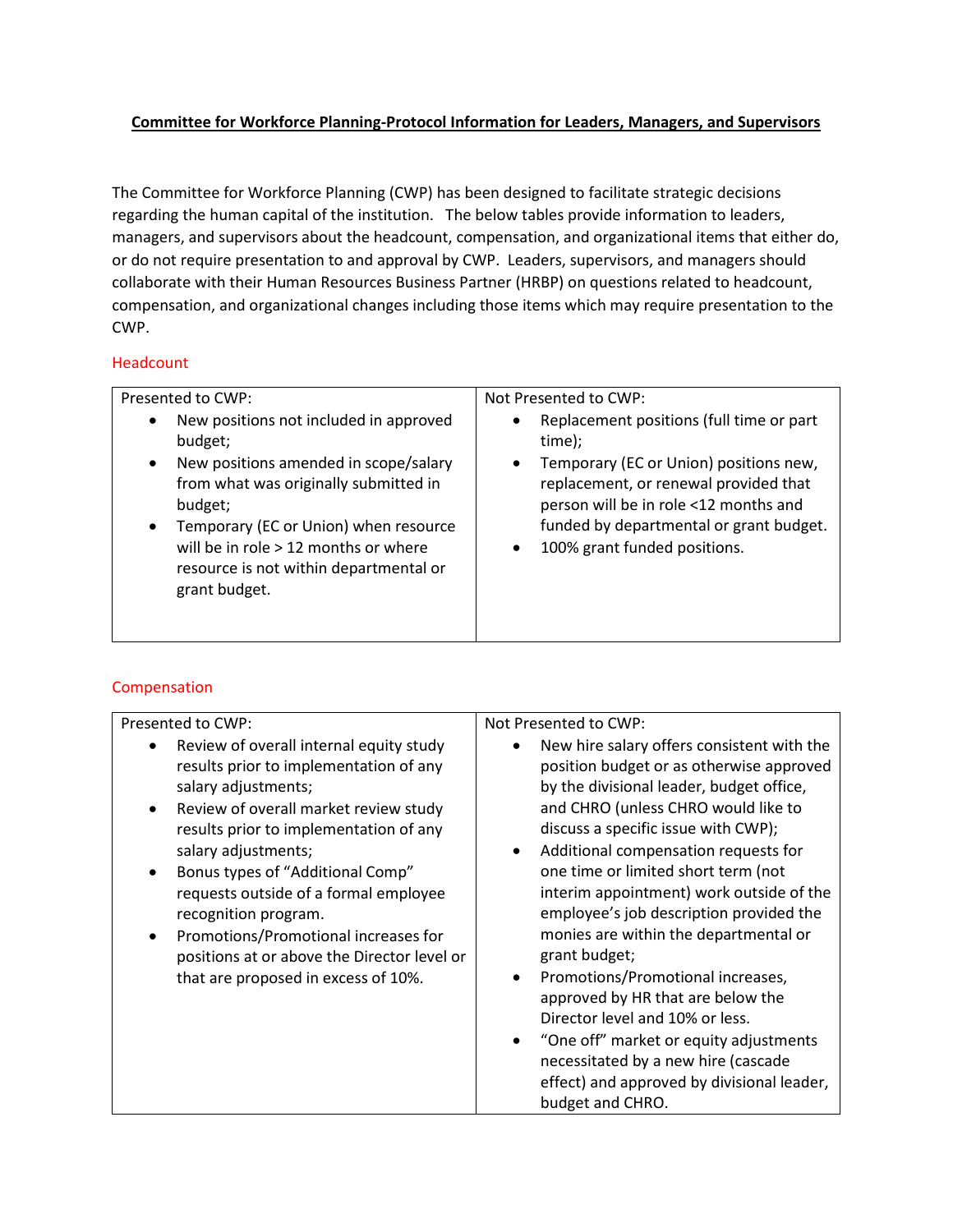# Committee for Workforce Planning-Protocol Information for Leaders, Managers, and Supervisors

The Committee for Workforce Planning (CWP) has been designed to facilitate strategic decisions regarding the human capital of the institution. The below tables provide information to leaders, managers, and supervisors about the headcount, compensation, and organizational items that either do, or do not require presentation to and approval by CWP. Leaders, supervisors, and managers should collaborate with their Human Resources Business Partner (HRBP) on questions related to headcount, compensation, and organizational changes including those items which may require presentation to the CWP.

## Headcount

| Presented to CWP: | Not Presented to CWP: |
|---|---|
| • New positions not included in approved budget;<br>• New positions amended in scope/salary from what was originally submitted in budget;<br>• Temporary (EC or Union) when resource will be in role > 12 months or where resource is not within departmental or grant budget. | • Replacement positions (full time or part time);<br>• Temporary (EC or Union) positions new, replacement, or renewal provided that person will be in role <12 months and funded by departmental or grant budget.<br>• 100% grant funded positions. |

## Compensation

| Presented to CWP: | Not Presented to CWP: |
|---|---|
| • Review of overall internal equity study results prior to implementation of any salary adjustments;<br>• Review of overall market review study results prior to implementation of any salary adjustments;<br>• Bonus types of "Additional Comp" requests outside of a formal employee recognition program.<br>• Promotions/Promotional increases for positions at or above the Director level or that are proposed in excess of 10%. | • New hire salary offers consistent with the position budget or as otherwise approved by the divisional leader, budget office, and CHRO (unless CHRO would like to discuss a specific issue with CWP);<br>• Additional compensation requests for one time or limited short term (not interim appointment) work outside of the employee's job description provided the monies are within the departmental or grant budget;<br>• Promotions/Promotional increases, approved by HR that are below the Director level and 10% or less.<br>• "One off" market or equity adjustments necessitated by a new hire (cascade effect) and approved by divisional leader, budget and CHRO. |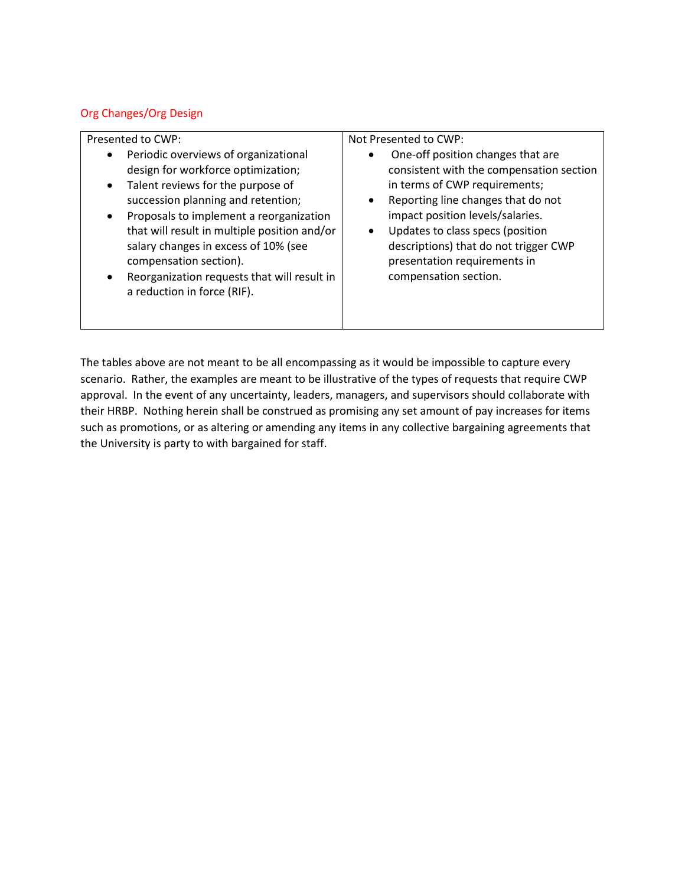## Org Changes/Org Design

| Presented to CWP: | Not Presented to CWP: |
| --- | --- |
| • Periodic overviews of organizational design for workforce optimization;<br>• Talent reviews for the purpose of succession planning and retention;<br>• Proposals to implement a reorganization that will result in multiple position and/or salary changes in excess of 10% (see compensation section).<br>• Reorganization requests that will result in a reduction in force (RIF). | • One-off position changes that are consistent with the compensation section in terms of CWP requirements;<br>• Reporting line changes that do not impact position levels/salaries.<br>• Updates to class specs (position descriptions) that do not trigger CWP presentation requirements in compensation section. |

The tables above are not meant to be all encompassing as it would be impossible to capture every scenario. Rather, the examples are meant to be illustrative of the types of requests that require CWP approval. In the event of any uncertainty, leaders, managers, and supervisors should collaborate with their HRBP. Nothing herein shall be construed as promising any set amount of pay increases for items such as promotions, or as altering or amending any items in any collective bargaining agreements that the University is party to with bargained for staff.